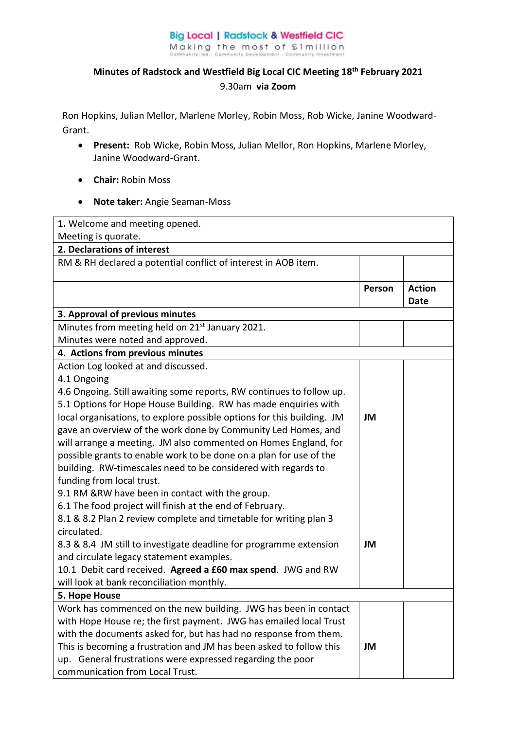Big Local | Radstock & Westfield CIC
Making the most of £1million
Community-led · Community Development · Community Investment

# Minutes of Radstock and Westfield Big Local CIC Meeting 18th February 2021

9.30am **via Zoom**

Ron Hopkins, Julian Mellor, Marlene Morley, Robin Moss, Rob Wicke, Janine Woodward-Grant.

- **Present:** Rob Wicke, Robin Moss, Julian Mellor, Ron Hopkins, Marlene Morley, Janine Woodward-Grant.
- **Chair:** Robin Moss
- **Note taker:** Angie Seaman-Moss

| | | |
|---|---|---|
| **1.** Welcome and meeting opened.<br>Meeting is quorate. | | |
| **2. Declarations of interest** | | |
| RM & RH declared a potential conflict of interest in AOB item. | | |
| | **Person** | **Action Date** |
| **3. Approval of previous minutes** | | |
| Minutes from meeting held on 21st January 2021.<br>Minutes were noted and approved. | | |
| **4. Actions from previous minutes** | | |
| Action Log looked at and discussed.<br>4.1 Ongoing<br>4.6 Ongoing. Still awaiting some reports, RW continues to follow up.<br>5.1 Options for Hope House Building. RW has made enquiries with local organisations, to explore possible options for this building. JM gave an overview of the work done by Community Led Homes, and will arrange a meeting. JM also commented on Homes England, for possible grants to enable work to be done on a plan for use of the building. RW-timescales need to be considered with regards to funding from local trust. | JM | |
| 9.1 RM &RW have been in contact with the group.<br>6.1 The food project will finish at the end of February.<br>8.1 & 8.2 Plan 2 review complete and timetable for writing plan 3 circulated.<br>8.3 & 8.4 JM still to investigate deadline for programme extension and circulate legacy statement examples.<br>10.1 Debit card received. **Agreed a £60 max spend**. JWG and RW will look at bank reconciliation monthly. | JM | |
| **5. Hope House** | | |
| Work has commenced on the new building. JWG has been in contact with Hope House re; the first payment. JWG has emailed local Trust with the documents asked for, but has had no response from them. This is becoming a frustration and JM has been asked to follow this up. General frustrations were expressed regarding the poor communication from Local Trust. | JM | |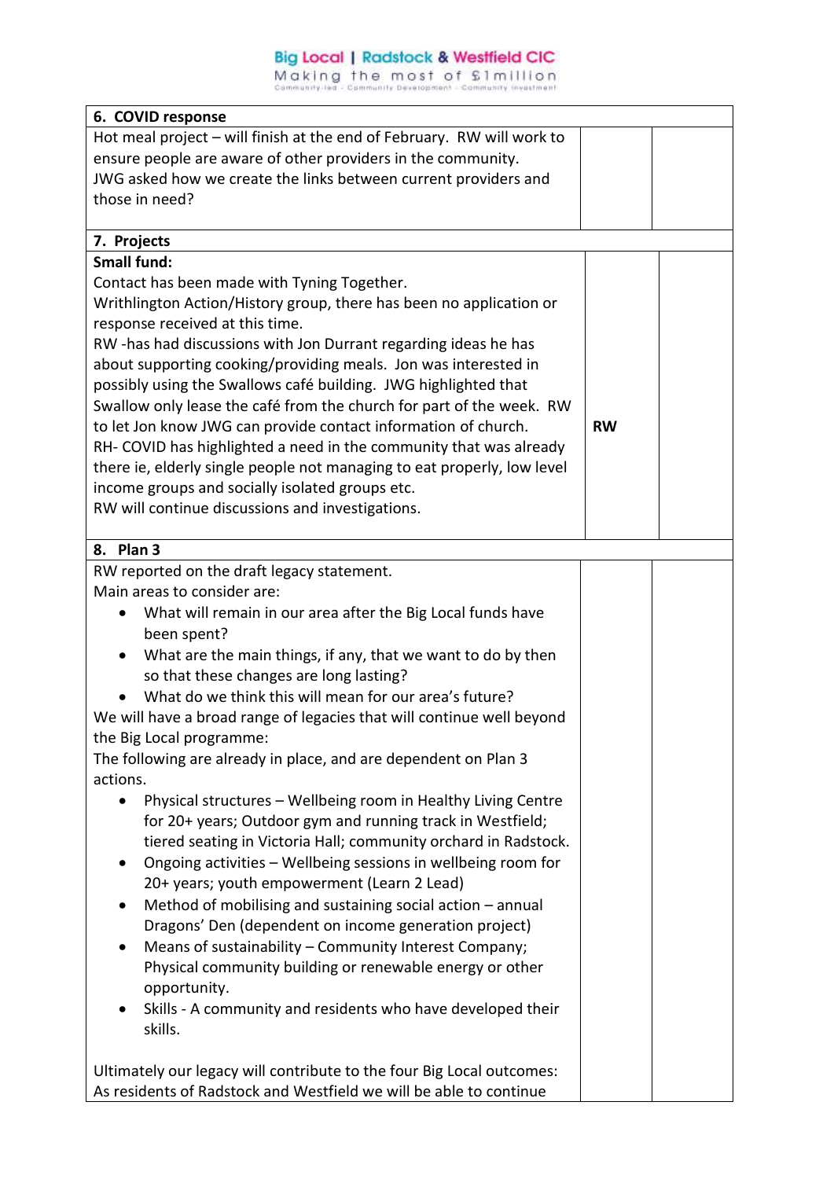| 6. COVID response | | |
|---|---|---|
| Hot meal project – will finish at the end of February. RW will work to ensure people are aware of other providers in the community.<br>JWG asked how we create the links between current providers and those in need? | | |
| **7. Projects** | | |
| **Small fund:**<br>Contact has been made with Tyning Together.<br>Writhlington Action/History group, there has been no application or response received at this time.<br>RW -has had discussions with Jon Durrant regarding ideas he has about supporting cooking/providing meals. Jon was interested in possibly using the Swallows café building. JWG highlighted that Swallow only lease the café from the church for part of the week. RW to let Jon know JWG can provide contact information of church.<br>RH- COVID has highlighted a need in the community that was already there ie, elderly single people not managing to eat properly, low level income groups and socially isolated groups etc.<br>RW will continue discussions and investigations. | **RW** | |
| **8. Plan 3** | | |
| RW reported on the draft legacy statement.<br>Main areas to consider are:<br>• What will remain in our area after the Big Local funds have been spent?<br>• What are the main things, if any, that we want to do by then so that these changes are long lasting?<br>• What do we think this will mean for our area's future?<br>We will have a broad range of legacies that will continue well beyond the Big Local programme:<br>The following are already in place, and are dependent on Plan 3 actions.<br>• Physical structures – Wellbeing room in Healthy Living Centre for 20+ years; Outdoor gym and running track in Westfield; tiered seating in Victoria Hall; community orchard in Radstock.<br>• Ongoing activities – Wellbeing sessions in wellbeing room for 20+ years; youth empowerment (Learn 2 Lead)<br>• Method of mobilising and sustaining social action – annual Dragons' Den (dependent on income generation project)<br>• Means of sustainability – Community Interest Company; Physical community building or renewable energy or other opportunity.<br>• Skills - A community and residents who have developed their skills.<br><br>Ultimately our legacy will contribute to the four Big Local outcomes:<br>As residents of Radstock and Westfield we will be able to continue | | |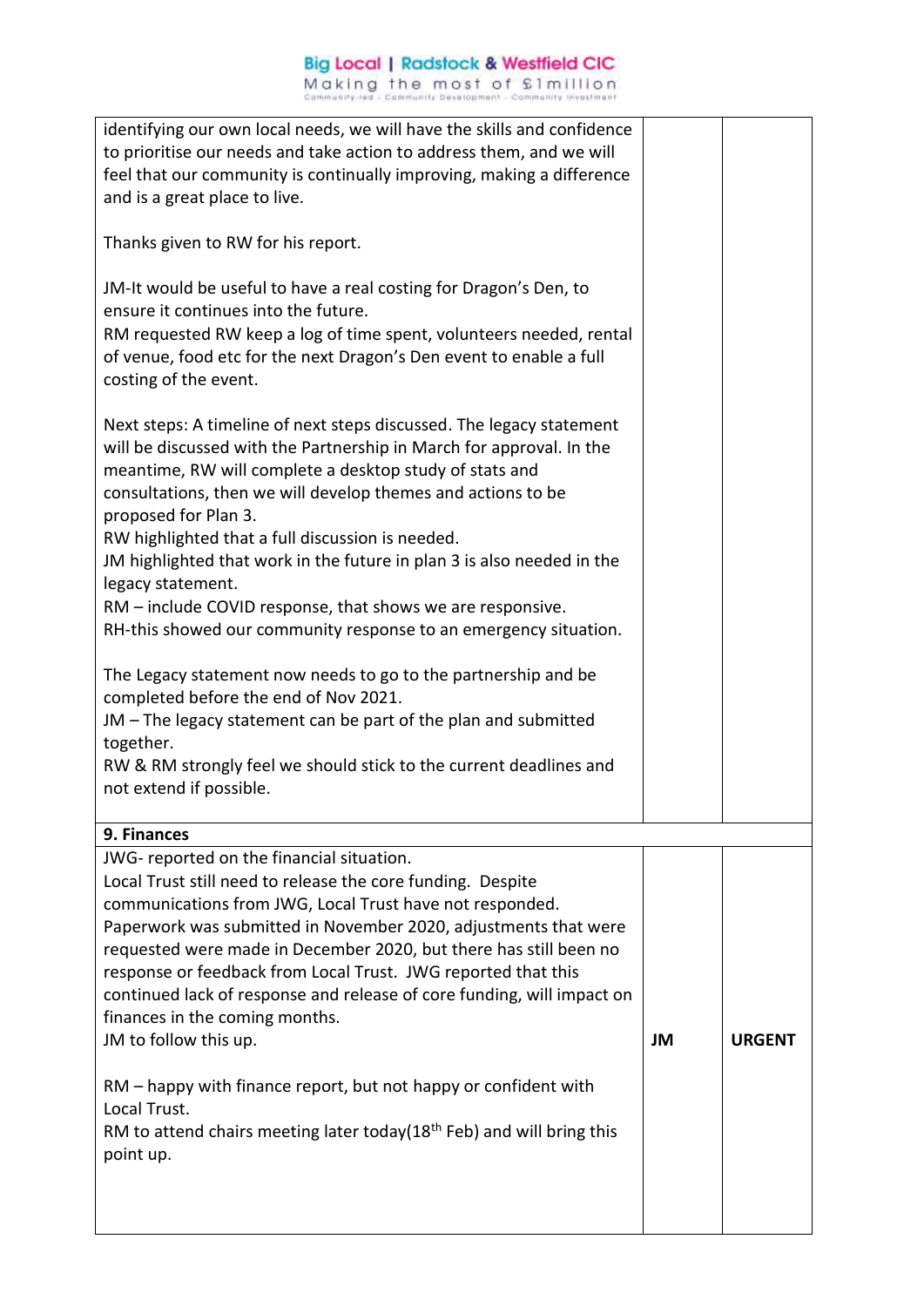| | | |
|---|---|---|
| identifying our own local needs, we will have the skills and confidence to prioritise our needs and take action to address them, and we will feel that our community is continually improving, making a difference and is a great place to live.<br><br>Thanks given to RW for his report.<br><br>JM-It would be useful to have a real costing for Dragon's Den, to ensure it continues into the future.<br>RM requested RW keep a log of time spent, volunteers needed, rental of venue, food etc for the next Dragon's Den event to enable a full costing of the event.<br><br>Next steps: A timeline of next steps discussed. The legacy statement will be discussed with the Partnership in March for approval. In the meantime, RW will complete a desktop study of stats and consultations, then we will develop themes and actions to be proposed for Plan 3.<br>RW highlighted that a full discussion is needed.<br>JM highlighted that work in the future in plan 3 is also needed in the legacy statement.<br>RM – include COVID response, that shows we are responsive.<br>RH-this showed our community response to an emergency situation.<br><br>The Legacy statement now needs to go to the partnership and be completed before the end of Nov 2021.<br>JM – The legacy statement can be part of the plan and submitted together.<br>RW & RM strongly feel we should stick to the current deadlines and not extend if possible. | | |
| **9. Finances** | | |
| JWG- reported on the financial situation.<br>Local Trust still need to release the core funding. Despite communications from JWG, Local Trust have not responded. Paperwork was submitted in November 2020, adjustments that were requested were made in December 2020, but there has still been no response or feedback from Local Trust. JWG reported that this continued lack of response and release of core funding, will impact on finances in the coming months.<br>JM to follow this up.<br><br>RM – happy with finance report, but not happy or confident with Local Trust.<br>RM to attend chairs meeting later today(18th Feb) and will bring this point up. | **JM** | **URGENT** |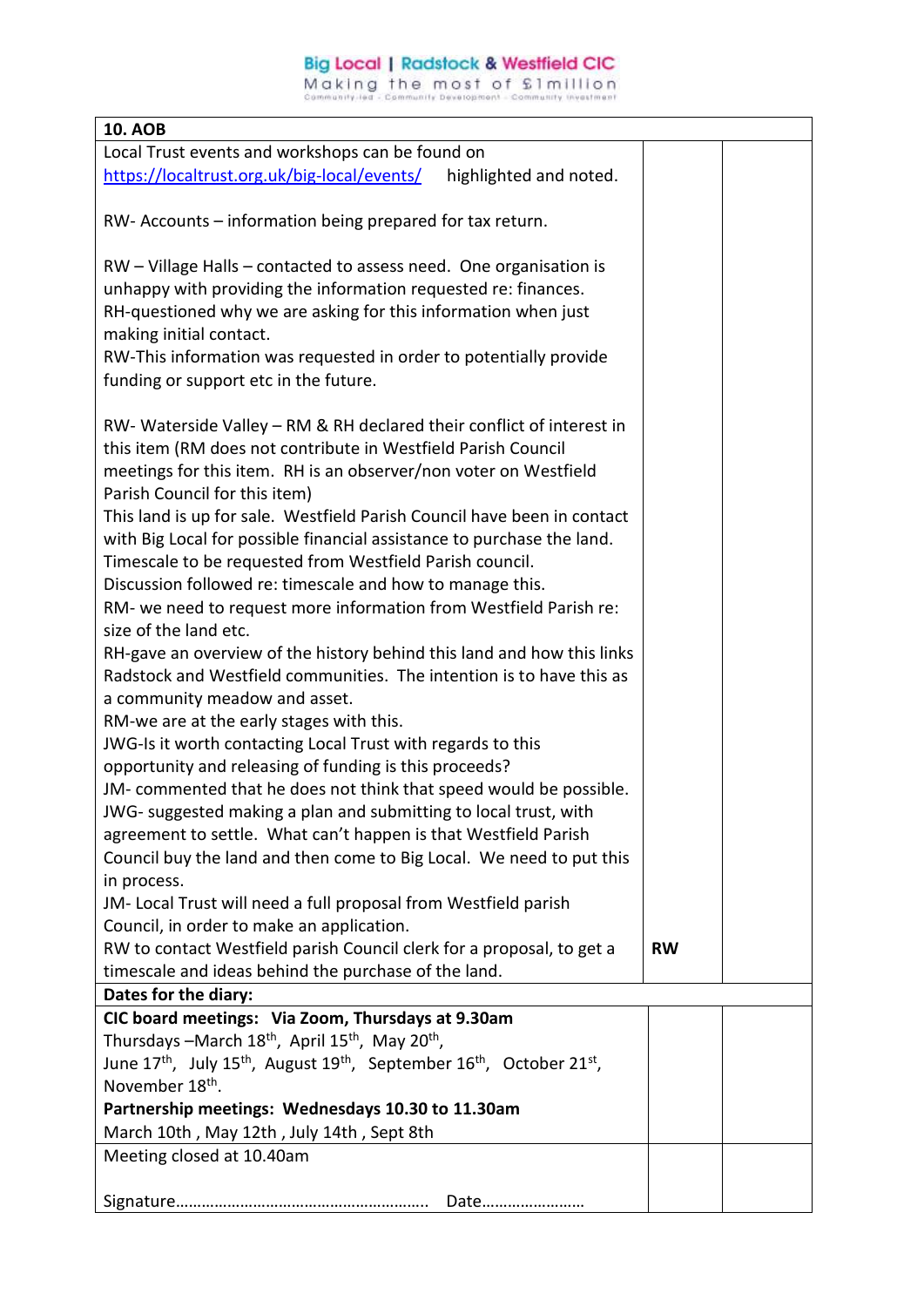| 10. AOB | | |
|---|---|---|
| Local Trust events and workshops can be found on https://localtrust.org.uk/big-local/events/ highlighted and noted.<br><br>RW- Accounts – information being prepared for tax return.<br><br>RW – Village Halls – contacted to assess need. One organisation is unhappy with providing the information requested re: finances.<br>RH-questioned why we are asking for this information when just making initial contact.<br>RW-This information was requested in order to potentially provide funding or support etc in the future.<br><br>RW- Waterside Valley – RM & RH declared their conflict of interest in this item (RM does not contribute in Westfield Parish Council meetings for this item. RH is an observer/non voter on Westfield Parish Council for this item)<br>This land is up for sale. Westfield Parish Council have been in contact with Big Local for possible financial assistance to purchase the land. Timescale to be requested from Westfield Parish council.<br>Discussion followed re: timescale and how to manage this.<br>RM- we need to request more information from Westfield Parish re: size of the land etc.<br>RH-gave an overview of the history behind this land and how this links Radstock and Westfield communities. The intention is to have this as a community meadow and asset.<br>RM-we are at the early stages with this.<br>JWG-Is it worth contacting Local Trust with regards to this opportunity and releasing of funding is this proceeds?<br>JM- commented that he does not think that speed would be possible.<br>JWG- suggested making a plan and submitting to local trust, with agreement to settle. What can't happen is that Westfield Parish Council buy the land and then come to Big Local. We need to put this in process.<br>JM- Local Trust will need a full proposal from Westfield parish Council, in order to make an application.<br>RW to contact Westfield parish Council clerk for a proposal, to get a timescale and ideas behind the purchase of the land. | **RW** | |
| **Dates for the diary:** | | |
| **CIC board meetings: Via Zoom, Thursdays at 9.30am**<br>Thursdays –March 18th, April 15th, May 20th, June 17th, July 15th, August 19th, September 16th, October 21st, November 18th.<br>**Partnership meetings: Wednesdays 10.30 to 11.30am**<br>March 10th , May 12th , July 14th , Sept 8th | | |
| Meeting closed at 10.40am<br><br>Signature…………………………………………………. Date…………………… | | |